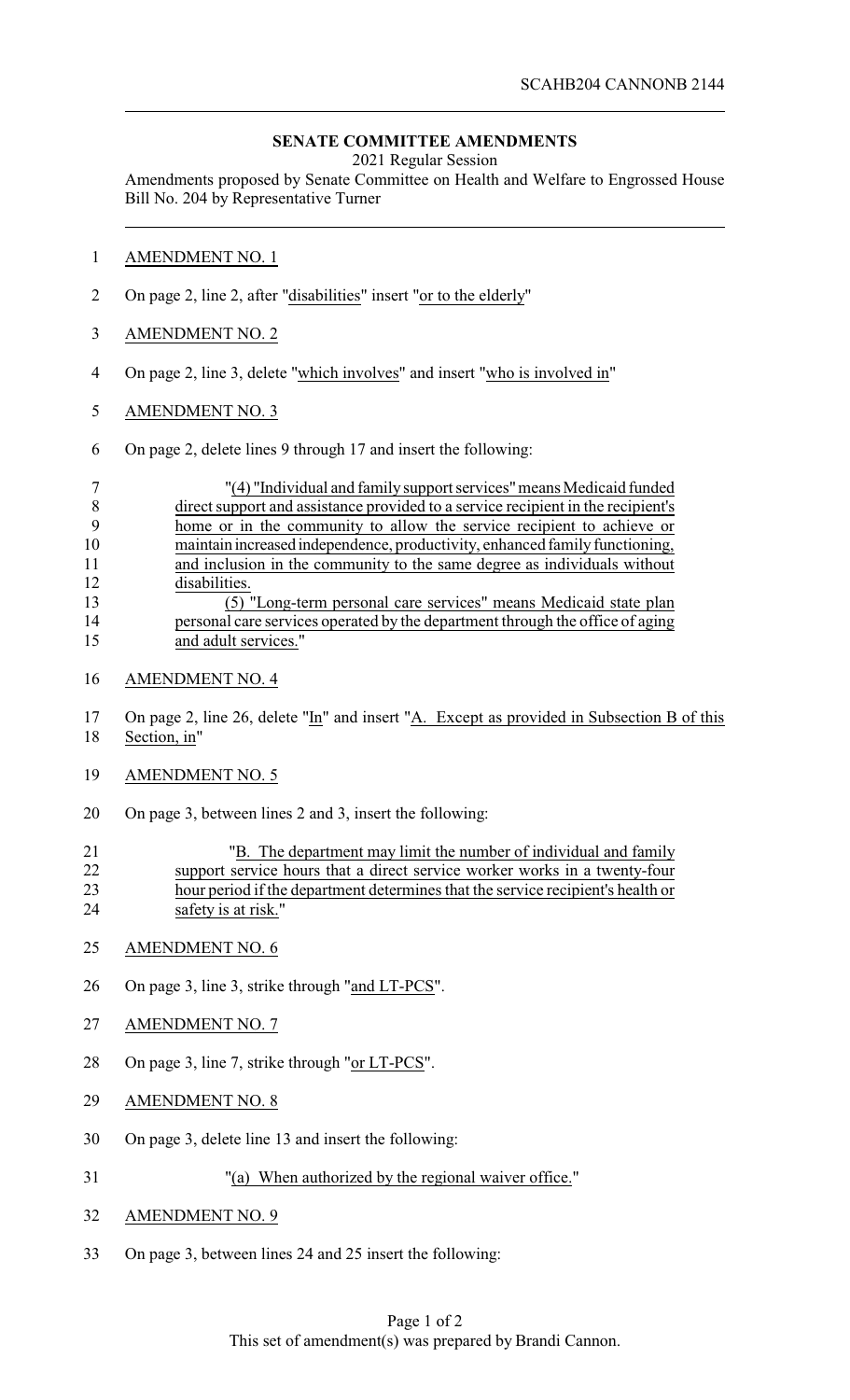SCAHB204 CANNONB 2144

## SENATE COMMITTEE AMENDMENTS

2021 Regular Session

Amendments proposed by Senate Committee on Health and Welfare to Engrossed House Bill No. 204 by Representative Turner

AMENDMENT NO. 1

On page 2, line 2, after "disabilities" insert "or to the elderly"

AMENDMENT NO. 2

On page 2, line 3, delete "which involves" and insert "who is involved in"

AMENDMENT NO. 3

On page 2, delete lines 9 through 17 and insert the following:

> "(4) "Individual and family support services" means Medicaid funded direct support and assistance provided to a service recipient in the recipient's home or in the community to allow the service recipient to achieve or maintain increased independence, productivity, enhanced family functioning, and inclusion in the community to the same degree as individuals without disabilities.
>
> (5) "Long-term personal care services" means Medicaid state plan personal care services operated by the department through the office of aging and adult services."

AMENDMENT NO. 4

On page 2, line 26, delete "In" and insert "A. Except as provided in Subsection B of this Section, in"

AMENDMENT NO. 5

On page 3, between lines 2 and 3, insert the following:

> "B. The department may limit the number of individual and family support service hours that a direct service worker works in a twenty-four hour period if the department determines that the service recipient's health or safety is at risk."

AMENDMENT NO. 6

On page 3, line 3, strike through "and LT-PCS".

AMENDMENT NO. 7

On page 3, line 7, strike through "or LT-PCS".

AMENDMENT NO. 8

On page 3, delete line 13 and insert the following:

> "(a) When authorized by the regional waiver office."

AMENDMENT NO. 9

On page 3, between lines 24 and 25 insert the following: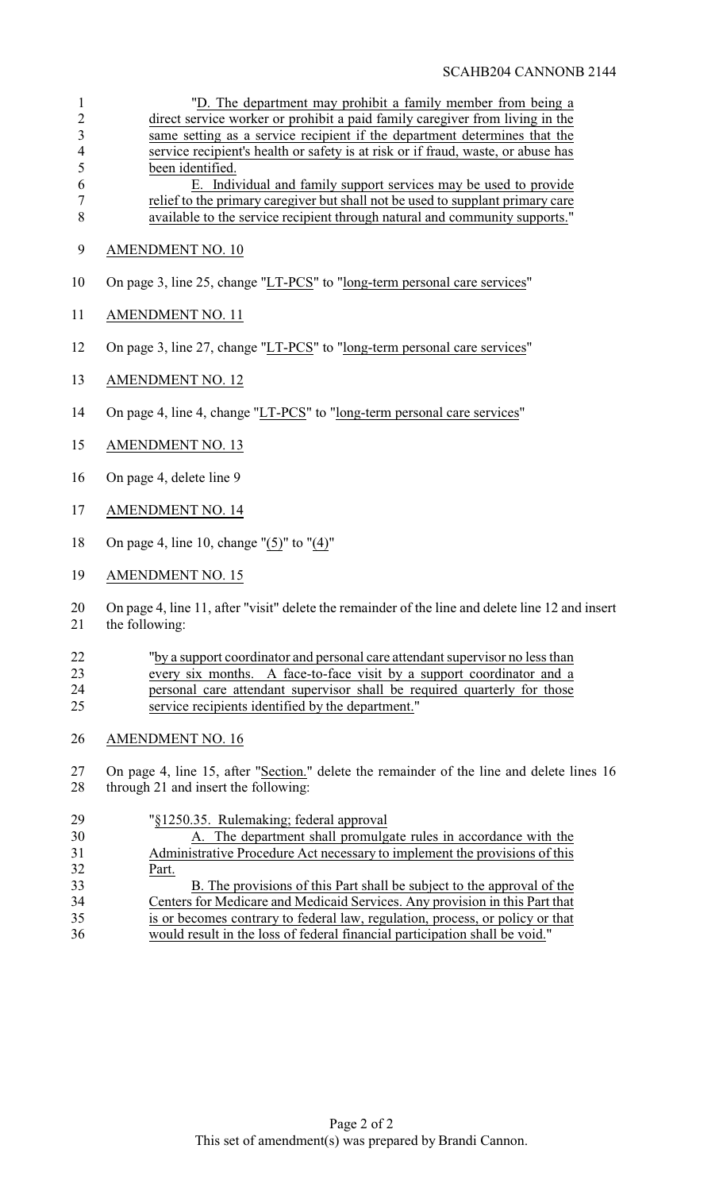"D. The department may prohibit a family member from being a direct service worker or prohibit a paid family caregiver from living in the same setting as a service recipient if the department determines that the service recipient's health or safety is at risk or if fraud, waste, or abuse has been identified.

E. Individual and family support services may be used to provide relief to the primary caregiver but shall not be used to supplant primary care available to the service recipient through natural and community supports."

AMENDMENT NO. 10

On page 3, line 25, change "LT-PCS" to "long-term personal care services"

AMENDMENT NO. 11

On page 3, line 27, change "LT-PCS" to "long-term personal care services"

AMENDMENT NO. 12

On page 4, line 4, change "LT-PCS" to "long-term personal care services"

AMENDMENT NO. 13

On page 4, delete line 9

AMENDMENT NO. 14

On page 4, line 10, change "(5)" to "(4)"

AMENDMENT NO. 15

On page 4, line 11, after "visit" delete the remainder of the line and delete line 12 and insert the following:

"by a support coordinator and personal care attendant supervisor no less than every six months. A face-to-face visit by a support coordinator and a personal care attendant supervisor shall be required quarterly for those service recipients identified by the department."

AMENDMENT NO. 16

On page 4, line 15, after "Section." delete the remainder of the line and delete lines 16 through 21 and insert the following:

"§1250.35. Rulemaking; federal approval

A. The department shall promulgate rules in accordance with the Administrative Procedure Act necessary to implement the provisions of this Part.

B. The provisions of this Part shall be subject to the approval of the Centers for Medicare and Medicaid Services. Any provision in this Part that is or becomes contrary to federal law, regulation, process, or policy or that would result in the loss of federal financial participation shall be void."

This set of amendment(s) was prepared by Brandi Cannon.